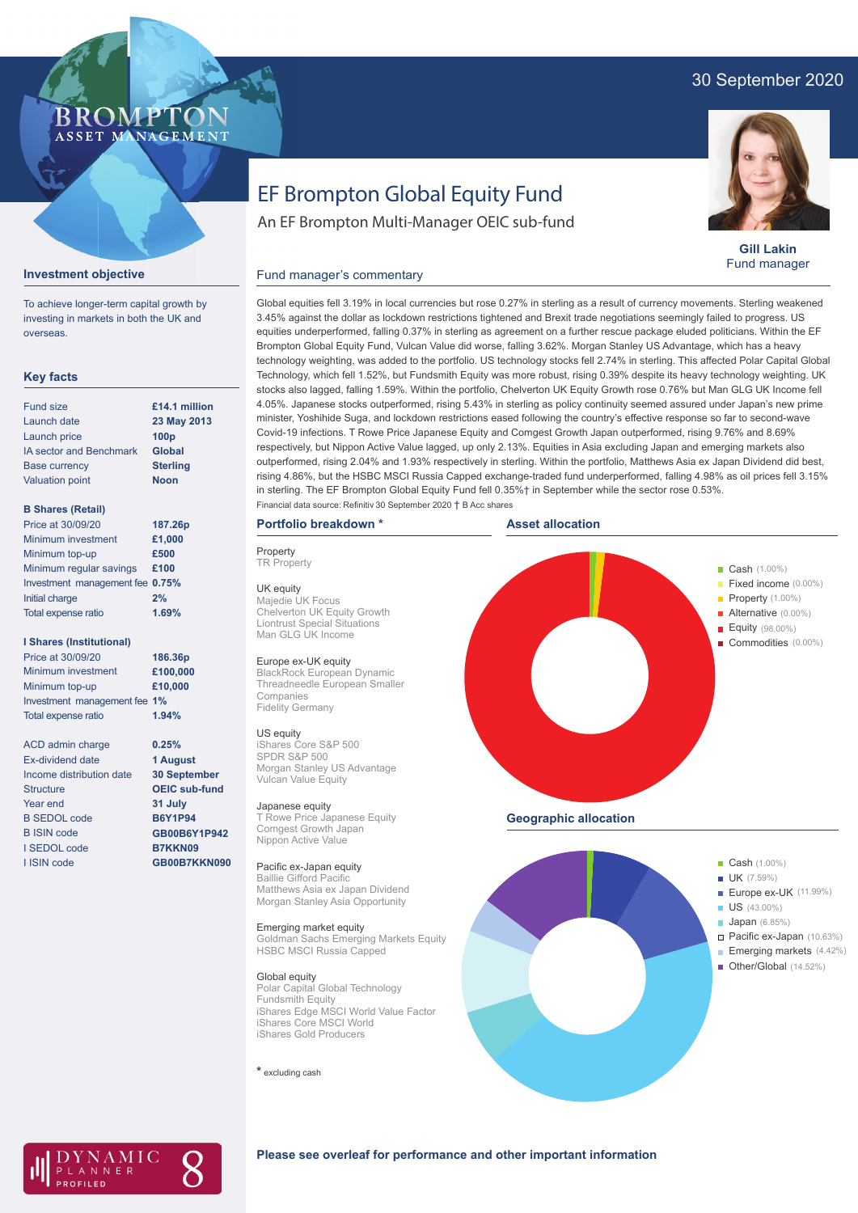BROMPTON ASSET MANAGEMENT

30 September 2020

# EF Brompton Global Equity Fund

An EF Brompton Multi-Manager OEIC sub-fund

**Gill Lakin**
Fund manager

## Investment objective

To achieve longer-term capital growth by investing in markets in both the UK and overseas.

## Key facts

| | |
|---|---|
| Fund size | **£14.1 million** |
| Launch date | **23 May 2013** |
| Launch price | **100p** |
| IA sector and Benchmark | **Global** |
| Base currency | **Sterling** |
| Valuation point | **Noon** |

**B Shares (Retail)**

| | |
|---|---|
| Price at 30/09/20 | **187.26p** |
| Minimum investment | **£1,000** |
| Minimum top-up | **£500** |
| Minimum regular savings | **£100** |
| Investment management fee | **0.75%** |
| Initial charge | **2%** |
| Total expense ratio | **1.69%** |

**I Shares (Institutional)**

| | |
|---|---|
| Price at 30/09/20 | **186.36p** |
| Minimum investment | **£100,000** |
| Minimum top-up | **£10,000** |
| Investment management fee | **1%** |
| Total expense ratio | **1.94%** |

| | |
|---|---|
| ACD admin charge | **0.25%** |
| Ex-dividend date | **1 August** |
| Income distribution date | **30 September** |
| Structure | **OEIC sub-fund** |
| Year end | **31 July** |
| B SEDOL code | **B6Y1P94** |
| B ISIN code | **GB00B6Y1P942** |
| I SEDOL code | **B7KKN09** |
| I ISIN code | **GB00B7KKN090** |

## Fund manager's commentary

Global equities fell 3.19% in local currencies but rose 0.27% in sterling as a result of currency movements. Sterling weakened 3.45% against the dollar as lockdown restrictions tightened and Brexit trade negotiations seemingly failed to progress. US equities underperformed, falling 0.37% in sterling as agreement on a further rescue package eluded politicians. Within the EF Brompton Global Equity Fund, Vulcan Value did worse, falling 3.62%. Morgan Stanley US Advantage, which has a heavy technology weighting, was added to the portfolio. US technology stocks fell 2.74% in sterling. This affected Polar Capital Global Technology, which fell 1.52%, but Fundsmith Equity was more robust, rising 0.39% despite its heavy technology weighting. UK stocks also lagged, falling 1.59%. Within the portfolio, Chelverton UK Equity Growth rose 0.76% but Man GLG UK Income fell 4.05%. Japanese stocks outperformed, rising 5.43% in sterling as policy continuity seemed assured under Japan's new prime minister, Yoshihide Suga, and lockdown restrictions eased following the country's effective response so far to second-wave Covid-19 infections. T Rowe Price Japanese Equity and Comgest Growth Japan outperformed, rising 9.76% and 8.69% respectively, but Nippon Active Value lagged, up only 2.13%. Equities in Asia excluding Japan and emerging markets also outperformed, rising 2.04% and 1.93% respectively in sterling. Within the portfolio, Matthews Asia ex Japan Dividend did best, rising 4.86%, but the HSBC MSCI Russia Capped exchange-traded fund underperformed, falling 4.98% as oil prices fell 3.15% in sterling. The EF Brompton Global Equity Fund fell 0.35%† in September while the sector rose 0.53%.

Financial data source: Refinitiv 30 September 2020 † B Acc shares

## Portfolio breakdown *

**Property**
TR Property

**UK equity**
Majedie UK Focus
Chelverton UK Equity Growth
Liontrust Special Situations
Man GLG UK Income

**Europe ex-UK equity**
BlackRock European Dynamic
Threadneedle European Smaller Companies
Fidelity Germany

**US equity**
iShares Core S&P 500
SPDR S&P 500
Morgan Stanley US Advantage
Vulcan Value Equity

**Japanese equity**
T Rowe Price Japanese Equity
Comgest Growth Japan
Nippon Active Value

**Pacific ex-Japan equity**
Baillie Gifford Pacific
Matthews Asia ex Japan Dividend
Morgan Stanley Asia Opportunity

**Emerging market equity**
Goldman Sachs Emerging Markets Equity
HSBC MSCI Russia Capped

**Global equity**
Polar Capital Global Technology
Fundsmith Equity
iShares Edge MSCI World Value Factor
iShares Core MSCI World
iShares Gold Producers

* excluding cash

## Asset allocation

- Cash (1.00%)
- Fixed income (0.00%)
- Property (1.00%)
- Alternative (0.00%)
- Equity (98.00%)
- Commodities (0.00%)

## Geographic allocation

- Cash (1.00%)
- UK (7.59%)
- Europe ex-UK (11.99%)
- US (43.00%)
- Japan (6.85%)
- Pacific ex-Japan (10.63%)
- Emerging markets (4.42%)
- Other/Global (14.52%)

DYNAMIC PLANNER PROFILED 8

**Please see overleaf for performance and other important information**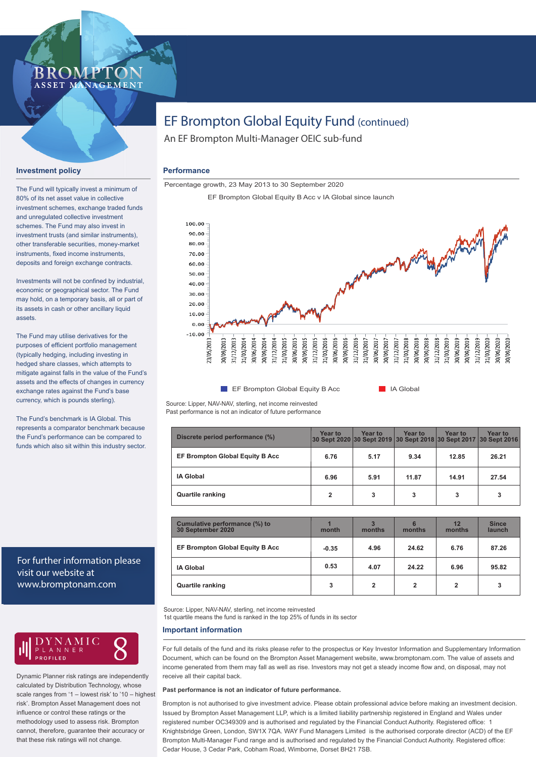BROMPTON
ASSET MANAGEMENT

# EF Brompton Global Equity Fund (continued)

An EF Brompton Multi-Manager OEIC sub-fund

## Investment policy

The Fund will typically invest a minimum of 80% of its net asset value in collective investment schemes, exchange traded funds and unregulated collective investment schemes. The Fund may also invest in investment trusts (and similar instruments), other transferable securities, money-market instruments, fixed income instruments, deposits and foreign exchange contracts.

Investments will not be confined by industrial, economic or geographical sector. The Fund may hold, on a temporary basis, all or part of its assets in cash or other ancillary liquid assets.

The Fund may utilise derivatives for the purposes of efficient portfolio management (typically hedging, including investing in hedged share classes, which attempts to mitigate against falls in the value of the Fund's assets and the effects of changes in currency exchange rates against the Fund's base currency, which is pounds sterling).

The Fund's benchmark is IA Global. This represents a comparator benchmark because the Fund's performance can be compared to funds which also sit within this industry sector.

For further information please visit our website at www.bromptonam.com

DYNAMIC PLANNER PROFILED 8

Dynamic Planner risk ratings are independently calculated by Distribution Technology, whose scale ranges from '1 – lowest risk' to '10 – highest risk'. Brompton Asset Management does not influence or control these ratings or the methodology used to assess risk. Brompton cannot, therefore, guarantee their accuracy or that these risk ratings will not change.

## Performance

Percentage growth, 23 May 2013 to 30 September 2020

EF Brompton Global Equity B Acc v IA Global since launch

100.00
90.00
80.00
70.00
60.00
50.00
40.00
30.00
20.00
10.00
0.00
-10.00

23/05/2013 30/09/2013 31/12/2013 31/03/2014 30/06/2014 30/09/2014 31/12/2014 31/03/2015 30/06/2015 30/09/2015 31/12/2015 31/03/2016 30/06/2016 30/09/2016 31/12/2016 31/03/2017 30/06/2017 30/09/2017 31/12/2017 31/03/2018 30/06/2018 30/09/2018 31/12/2018 31/03/2019 30/06/2019 30/09/2019 31/12/2019 31/03/2020 30/06/2020 30/09/2020

EF Brompton Global Equity B Acc
IA Global

Source: Lipper, NAV-NAV, sterling, net income reinvested
Past performance is not an indicator of future performance

| Discrete period performance (%) | Year to 30 Sept 2020 | Year to 30 Sept 2019 | Year to 30 Sept 2018 | Year to 30 Sept 2017 | Year to 30 Sept 2016 |
|---|---|---|---|---|---|
| **EF Brompton Global Equity B Acc** | 6.76 | 5.17 | 9.34 | 12.85 | 26.21 |
| **IA Global** | 6.96 | 5.91 | 11.87 | 14.91 | 27.54 |
| **Quartile ranking** | 2 | 3 | 3 | 3 | 3 |

| Cumulative performance (%) to 30 September 2020 | 1 month | 3 months | 6 months | 12 months | Since launch |
|---|---|---|---|---|---|
| **EF Brompton Global Equity B Acc** | -0.35 | 4.96 | 24.62 | 6.76 | 87.26 |
| **IA Global** | 0.53 | 4.07 | 24.22 | 6.96 | 95.82 |
| **Quartile ranking** | 3 | 2 | 2 | 2 | 3 |

Source: Lipper, NAV-NAV, sterling, net income reinvested
1st quartile means the fund is ranked in the top 25% of funds in its sector

## Important information

For full details of the fund and its risks please refer to the prospectus or Key Investor Information and Supplementary Information Document, which can be found on the Brompton Asset Management website, www.bromptonam.com. The value of assets and income generated from them may fall as well as rise. Investors may not get a steady income flow and, on disposal, may not receive all their capital back.

**Past performance is not an indicator of future performance.**

Brompton is not authorised to give investment advice. Please obtain professional advice before making an investment decision. Issued by Brompton Asset Management LLP, which is a limited liability partnership registered in England and Wales under registered number OC349309 and is authorised and regulated by the Financial Conduct Authority. Registered office: 1 Knightsbridge Green, London, SW1X 7QA. WAY Fund Managers Limited is the authorised corporate director (ACD) of the EF Brompton Multi-Manager Fund range and is authorised and regulated by the Financial Conduct Authority. Registered office: Cedar House, 3 Cedar Park, Cobham Road, Wimborne, Dorset BH21 7SB.